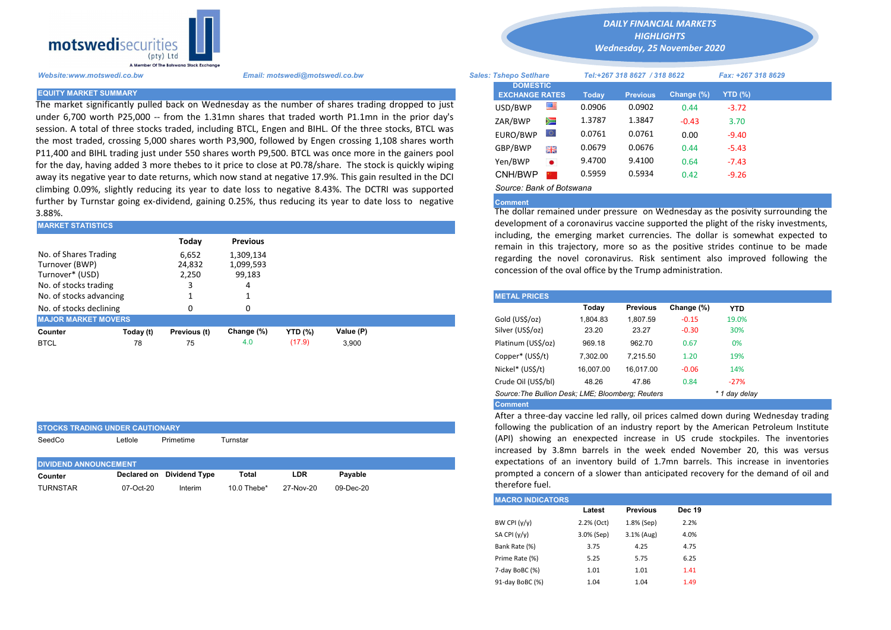motswedisecurities (pty) Ltd
A Member Of The Botswana Stock Exchange

*DAILY FINANCIAL MARKETS HIGHLIGHTS*
*Wednesday, 25 November 2020*

*Website:www.motswedi.co.bw* *Email: motswedi@motswedi.co.bw* *Sales: Tshepo Setlhare* *Tel:+267 318 8627 / 318 8622* *Fax: +267 318 8629*

## EQUITY MARKET SUMMARY

The market significantly pulled back on Wednesday as the number of shares trading dropped to just under 6,700 worth P25,000 -- from the 1.31mn shares that traded worth P1.1mn in the prior day's session. A total of three stocks traded, including BTCL, Engen and BIHL. Of the three stocks, BTCL was the most traded, crossing 5,000 shares worth P3,900, followed by Engen crossing 1,108 shares worth P11,400 and BIHL trading just under 550 shares worth P9,500. BTCL was once more in the gainers pool for the day, having added 3 more thebes to it price to close at P0.78/share. The stock is quickly wiping away its negative year to date returns, which now stand at negative 17.9%. This gain resulted in the DCI climbing 0.09%, slightly reducing its year to date loss to negative 8.43%. The DCTRI was supported further by Turnstar going ex-dividend, gaining 0.25%, thus reducing its year to date loss to negative 3.88%.

## MARKET STATISTICS

| | Today | Previous |
|---|---|---|
| No. of Shares Trading | 6,652 | 1,309,134 |
| Turnover (BWP) | 24,832 | 1,099,593 |
| Turnover* (USD) | 2,250 | 99,183 |
| No. of stocks trading | 3 | 4 |
| No. of stocks advancing | 1 | 1 |
| No. of stocks declining | 0 | 0 |

## MAJOR MARKET MOVERS

| Counter | Today (t) | Previous (t) | Change (%) | YTD (%) | Value (P) |
|---|---|---|---|---|---|
| BTCL | 78 | 75 | 4.0 | (17.9) | 3,900 |

## STOCKS TRADING UNDER CAUTIONARY

SeedCo, Letlole, Primetime, Turnstar

## DIVIDEND ANNOUNCEMENT

| Counter | Declared on | Dividend Type | Total | LDR | Payable |
|---|---|---|---|---|---|
| TURNSTAR | 07-Oct-20 | Interim | 10.0 Thebe* | 27-Nov-20 | 09-Dec-20 |

## DOMESTIC EXCHANGE RATES

| DOMESTIC EXCHANGE RATES | Today | Previous | Change (%) | YTD (%) |
|---|---|---|---|---|
| USD/BWP | 0.0906 | 0.0902 | 0.44 | -3.72 |
| ZAR/BWP | 1.3787 | 1.3847 | -0.43 | 3.70 |
| EURO/BWP | 0.0761 | 0.0761 | 0.00 | -9.40 |
| GBP/BWP | 0.0679 | 0.0676 | 0.44 | -5.43 |
| Yen/BWP | 9.4700 | 9.4100 | 0.64 | -7.43 |
| CNH/BWP | 0.5959 | 0.5934 | 0.42 | -9.26 |

*Source: Bank of Botswana*

**Comment**

The dollar remained under pressure on Wednesday as the posivity surrounding the development of a coronavirus vaccine supported the plight of the risky investments, including, the emerging market currencies. The dollar is somewhat expected to remain in this trajectory, more so as the positive strides continue to be made regarding the novel coronavirus. Risk sentiment also improved following the concession of the oval office by the Trump administration.

## METAL PRICES

| | Today | Previous | Change (%) | YTD |
|---|---|---|---|---|
| Gold (US$/oz) | 1,804.83 | 1,807.59 | -0.15 | 19.0% |
| Silver (US$/oz) | 23.20 | 23.27 | -0.30 | 30% |
| Platinum (US$/oz) | 969.18 | 962.70 | 0.67 | 0% |
| Copper* (US$/t) | 7,302.00 | 7,215.50 | 1.20 | 19% |
| Nickel* (US$/t) | 16,007.00 | 16,017.00 | -0.06 | 14% |
| Crude Oil (US$/bl) | 48.26 | 47.86 | 0.84 | -27% |

*Source:The Bullion Desk; LME; Bloomberg; Reuters* *\* 1 day delay*

**Comment**

After a three-day vaccine led rally, oil prices calmed down during Wednesday trading following the publication of an industry report by the American Petroleum Institute (API) showing an enexpected increase in US crude stockpiles. The inventories increased by 3.8mn barrels in the week ended November 20, this was versus expectations of an inventory build of 1.7mn barrels. This increase in inventories prompted a concern of a slower than anticipated recovery for the demand of oil and therefore fuel.

## MACRO INDICATORS

| | Latest | Previous | Dec 19 |
|---|---|---|---|
| BW CPI (y/y) | 2.2% (Oct) | 1.8% (Sep) | 2.2% |
| SA CPI (y/y) | 3.0% (Sep) | 3.1% (Aug) | 4.0% |
| Bank Rate (%) | 3.75 | 4.25 | 4.75 |
| Prime Rate (%) | 5.25 | 5.75 | 6.25 |
| 7-day BoBC (%) | 1.01 | 1.01 | 1.41 |
| 91-day BoBC (%) | 1.04 | 1.04 | 1.49 |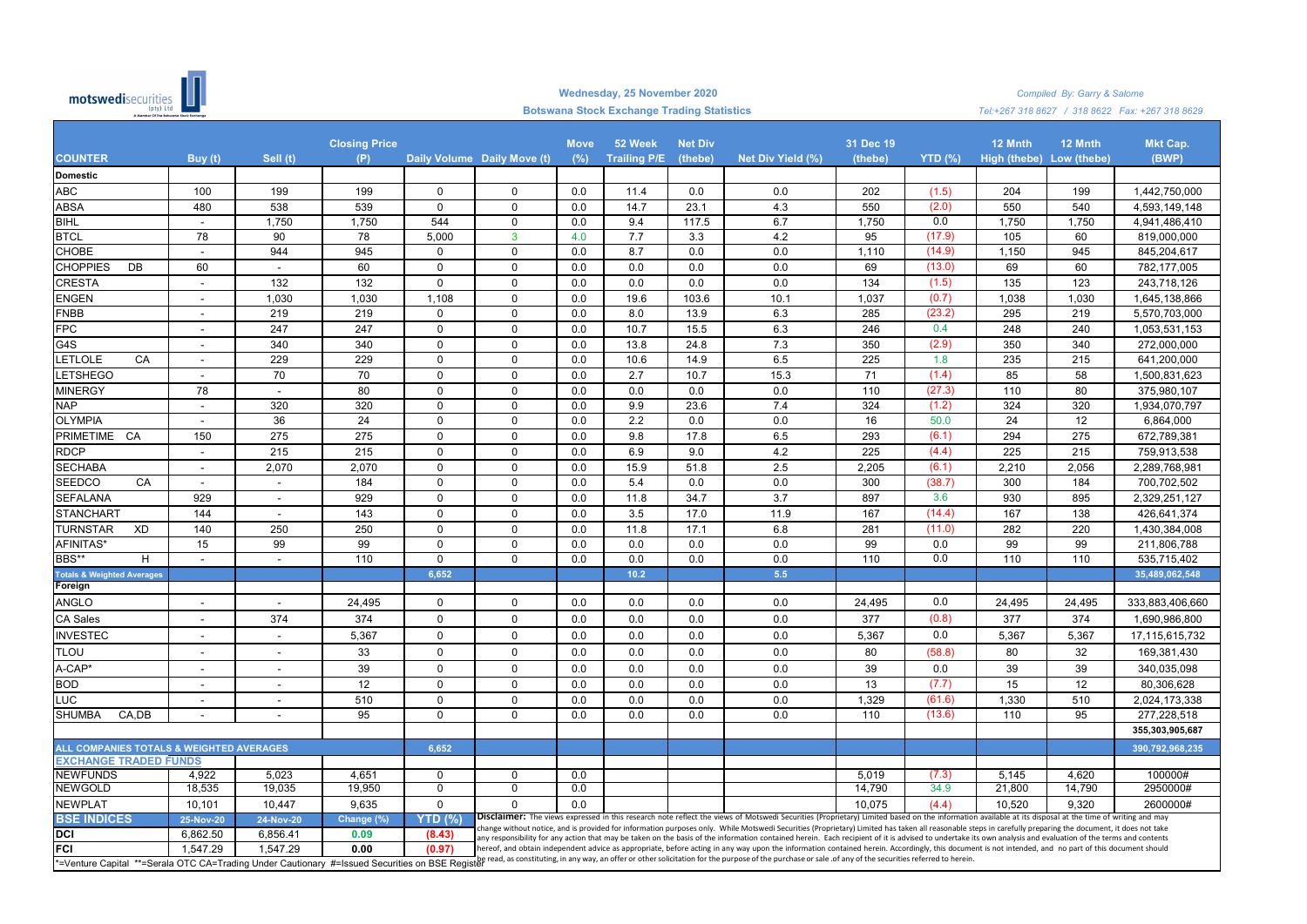motswedisecurities (pty) Ltd — A Member Of The Botswana Stock Exchange

**Wednesday, 25 November 2020**

**Botswana Stock Exchange Trading Statistics**

*Compiled By: Garry & Salome*

*Tel:+267 318 8627 / 318 8622 Fax: +267 318 8629*

| COUNTER | Buy (t) | Sell (t) | Closing Price (P) | Daily Volume | Daily Move (t) | Move (%) | 52 Week Trailing P/E | Net Div (thebe) | Net Div Yield (%) | 31 Dec 19 (thebe) | YTD (%) | 12 Mnth High (thebe) | 12 Mnth Low (thebe) | Mkt Cap. (BWP) |
|---|---|---|---|---|---|---|---|---|---|---|---|---|---|---|
| **Domestic** | | | | | | | | | | | | | | |
| ABC | 100 | 199 | 199 | 0 | 0 | 0.0 | 11.4 | 0.0 | 0.0 | 202 | (1.5) | 204 | 199 | 1,442,750,000 |
| ABSA | 480 | 538 | 539 | 0 | 0 | 0.0 | 14.7 | 23.1 | 4.3 | 550 | (2.0) | 550 | 540 | 4,593,149,148 |
| BIHL | - | 1,750 | 1,750 | 544 | 0 | 0.0 | 9.4 | 117.5 | 6.7 | 1,750 | 0.0 | 1,750 | 1,750 | 4,941,486,410 |
| BTCL | 78 | 90 | 78 | 5,000 | 3 | 4.0 | 7.7 | 3.3 | 4.2 | 95 | (17.9) | 105 | 60 | 819,000,000 |
| CHOBE | - | 944 | 945 | 0 | 0 | 0.0 | 8.7 | 0.0 | 0.0 | 1,110 | (14.9) | 1,150 | 945 | 845,204,617 |
| CHOPPIES DB | 60 | - | 60 | 0 | 0 | 0.0 | 0.0 | 0.0 | 0.0 | 69 | (13.0) | 69 | 60 | 782,177,005 |
| CRESTA | - | 132 | 132 | 0 | 0 | 0.0 | 0.0 | 0.0 | 0.0 | 134 | (1.5) | 135 | 123 | 243,718,126 |
| ENGEN | - | 1,030 | 1,030 | 1,108 | 0 | 0.0 | 19.6 | 103.6 | 10.1 | 1,037 | (0.7) | 1,038 | 1,030 | 1,645,138,866 |
| FNBB | - | 219 | 219 | 0 | 0 | 0.0 | 8.0 | 13.9 | 6.3 | 285 | (23.2) | 295 | 219 | 5,570,703,000 |
| FPC | - | 247 | 247 | 0 | 0 | 0.0 | 10.7 | 15.5 | 6.3 | 246 | 0.4 | 248 | 240 | 1,053,531,153 |
| G4S | - | 340 | 340 | 0 | 0 | 0.0 | 13.8 | 24.8 | 7.3 | 350 | (2.9) | 350 | 340 | 272,000,000 |
| LETLOLE CA | - | 229 | 229 | 0 | 0 | 0.0 | 10.6 | 14.9 | 6.5 | 225 | 1.8 | 235 | 215 | 641,200,000 |
| LETSHEGO | - | 70 | 70 | 0 | 0 | 0.0 | 2.7 | 10.7 | 15.3 | 71 | (1.4) | 85 | 58 | 1,500,831,623 |
| MINERGY | 78 | - | 80 | 0 | 0 | 0.0 | 0.0 | 0.0 | 0.0 | 110 | (27.3) | 110 | 80 | 375,980,107 |
| NAP | - | 320 | 320 | 0 | 0 | 0.0 | 9.9 | 23.6 | 7.4 | 324 | (1.2) | 324 | 320 | 1,934,070,797 |
| OLYMPIA | - | 36 | 24 | 0 | 0 | 0.0 | 2.2 | 0.0 | 0.0 | 16 | 50.0 | 24 | 12 | 6,864,000 |
| PRIMETIME CA | 150 | 275 | 275 | 0 | 0 | 0.0 | 9.8 | 17.8 | 6.5 | 293 | (6.1) | 294 | 275 | 672,789,381 |
| RDCP | - | 215 | 215 | 0 | 0 | 0.0 | 6.9 | 9.0 | 4.2 | 225 | (4.4) | 225 | 215 | 759,913,538 |
| SECHABA | - | 2,070 | 2,070 | 0 | 0 | 0.0 | 15.9 | 51.8 | 2.5 | 2,205 | (6.1) | 2,210 | 2,056 | 2,289,768,981 |
| SEEDCO CA | - | - | 184 | 0 | 0 | 0.0 | 5.4 | 0.0 | 0.0 | 300 | (38.7) | 300 | 184 | 700,702,502 |
| SEFALANA | 929 | - | 929 | 0 | 0 | 0.0 | 11.8 | 34.7 | 3.7 | 897 | 3.6 | 930 | 895 | 2,329,251,127 |
| STANCHART | 144 | - | 143 | 0 | 0 | 0.0 | 3.5 | 17.0 | 11.9 | 167 | (14.4) | 167 | 138 | 426,641,374 |
| TURNSTAR XD | 140 | 250 | 250 | 0 | 0 | 0.0 | 11.8 | 17.1 | 6.8 | 281 | (11.0) | 282 | 220 | 1,430,384,008 |
| AFINITAS* | 15 | 99 | 99 | 0 | 0 | 0.0 | 0.0 | 0.0 | 0.0 | 99 | 0.0 | 99 | 99 | 211,806,788 |
| BBS** H | - | - | 110 | 0 | 0 | 0.0 | 0.0 | 0.0 | 0.0 | 110 | 0.0 | 110 | 110 | 535,715,402 |
| **Totals & Weighted Averages** | | | | 6,652 | | | 10.2 | | 5.5 | | | | | 35,489,062,548 |
| **Foreign** | | | | | | | | | | | | | | |
| ANGLO | - | - | 24,495 | 0 | 0 | 0.0 | 0.0 | 0.0 | 0.0 | 24,495 | 0.0 | 24,495 | 24,495 | 333,883,406,660 |
| CA Sales | - | 374 | 374 | 0 | 0 | 0.0 | 0.0 | 0.0 | 0.0 | 377 | (0.8) | 377 | 374 | 1,690,986,800 |
| INVESTEC | - | - | 5,367 | 0 | 0 | 0.0 | 0.0 | 0.0 | 0.0 | 5,367 | 0.0 | 5,367 | 5,367 | 17,115,615,732 |
| TLOU | - | - | 33 | 0 | 0 | 0.0 | 0.0 | 0.0 | 0.0 | 80 | (58.8) | 80 | 32 | 169,381,430 |
| A-CAP* | - | - | 39 | 0 | 0 | 0.0 | 0.0 | 0.0 | 0.0 | 39 | 0.0 | 39 | 39 | 340,035,098 |
| BOD | - | - | 12 | 0 | 0 | 0.0 | 0.0 | 0.0 | 0.0 | 13 | (7.7) | 15 | 12 | 80,306,628 |
| LUC | - | - | 510 | 0 | 0 | 0.0 | 0.0 | 0.0 | 0.0 | 1,329 | (61.6) | 1,330 | 510 | 2,024,173,338 |
| SHUMBA CA,DB | - | - | 95 | 0 | 0 | 0.0 | 0.0 | 0.0 | 0.0 | 110 | (13.6) | 110 | 95 | 277,228,518 |
| | | | | | | | | | | | | | | 355,303,905,687 |
| **ALL COMPANIES TOTALS & WEIGHTED AVERAGES** | | | | 6,652 | | | | | | | | | | 390,792,968,235 |
| **EXCHANGE TRADED FUNDS** | | | | | | | | | | | | | | |
| NEWFUNDS | 4,922 | 5,023 | 4,651 | 0 | 0 | 0.0 | | | | 5,019 | (7.3) | 5,145 | 4,620 | 100000# |
| NEWGOLD | 18,535 | 19,035 | 19,950 | 0 | 0 | 0.0 | | | | 14,790 | 34.9 | 21,800 | 14,790 | 2950000# |
| NEWPLAT | 10,101 | 10,447 | 9,635 | 0 | 0 | 0.0 | | | | 10,075 | (4.4) | 10,520 | 9,320 | 2600000# |

| BSE INDICES | 25-Nov-20 | 24-Nov-20 | Change (%) | YTD (%) |
|---|---|---|---|---|
| DCI | 6,862.50 | 6,856.41 | 0.09 | (8.43) |
| FCI | 1,547.29 | 1,547.29 | 0.00 | (0.97) |

*=Venture Capital **=Serala OTC CA=Trading Under Cautionary #=Issued Securities on BSE Register

**Disclaimer:** The views expressed in this research note reflect the views of Motswedi Securities (Proprietary) Limited based on the information available at its disposal at the time of writing and may change without notice, and is provided for information purposes only. While Motswedi Securities (Proprietary) Limited has taken all reasonable steps in carefully preparing the document, it does not take any responsibility for any action that may be taken on the basis of the information contained herein. Each recipient of it is advised to undertake its own analysis and evaluation of the terms and contents hereof, and obtain independent advice as appropriate, before acting in any way upon the information contained herein. Accordingly, this document is not intended, and no part of this document should be read, as constituting, in any way, an offer or other solicitation for the purpose of the purchase or sale .of any of the securities referred to herein.